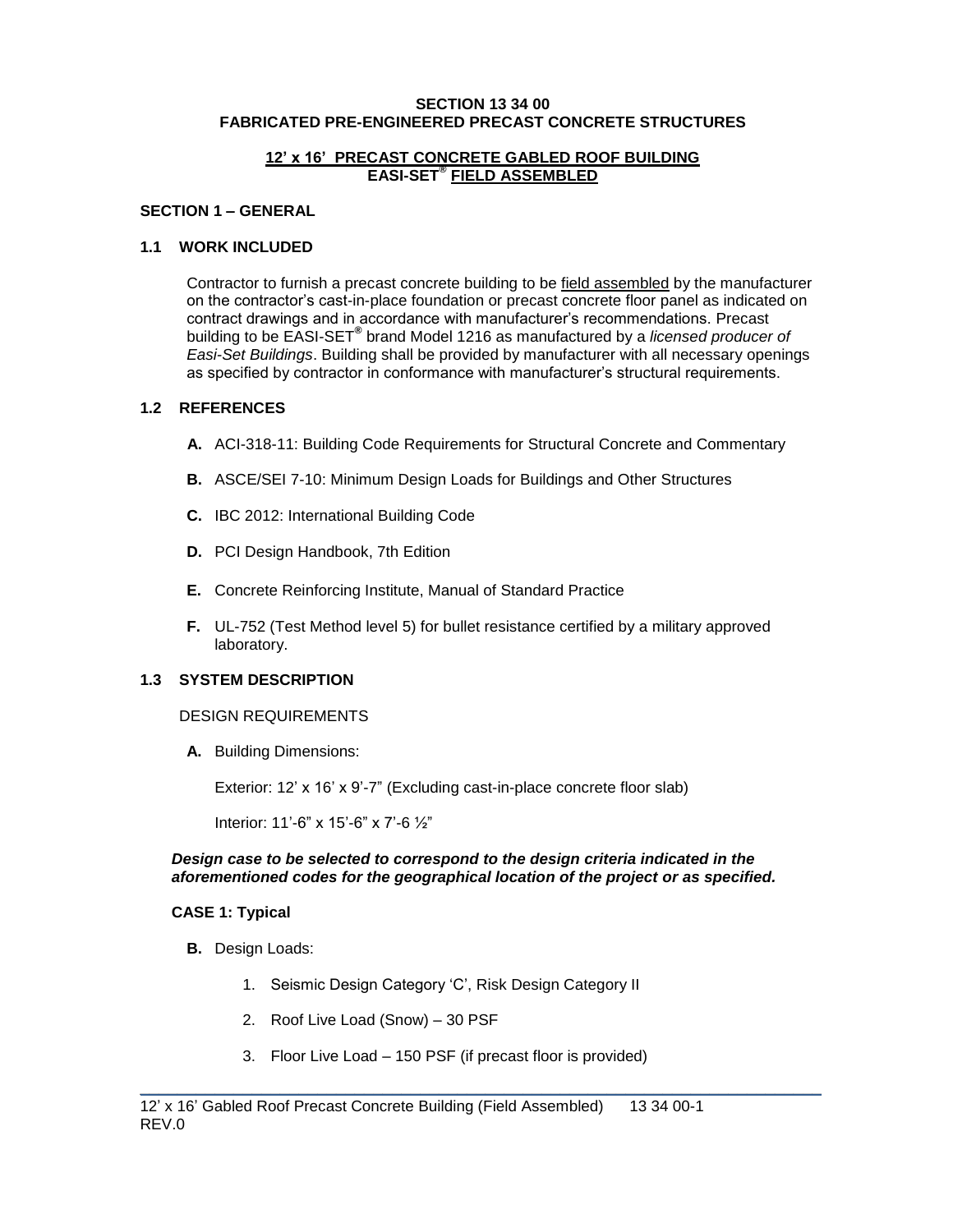# SECTION 13 34 00
# FABRICATED PRE-ENGINEERED PRECAST CONCRETE STRUCTURES

## 12' x 16' PRECAST CONCRETE GABLED ROOF BUILDING EASI-SET® FIELD ASSEMBLED

## SECTION 1 – GENERAL

### 1.1 WORK INCLUDED

Contractor to furnish a precast concrete building to be field assembled by the manufacturer on the contractor's cast-in-place foundation or precast concrete floor panel as indicated on contract drawings and in accordance with manufacturer's recommendations. Precast building to be EASI-SET® brand Model 1216 as manufactured by a *licensed producer of Easi-Set Buildings*. Building shall be provided by manufacturer with all necessary openings as specified by contractor in conformance with manufacturer's structural requirements.

### 1.2 REFERENCES

**A.** ACI-318-11: Building Code Requirements for Structural Concrete and Commentary

**B.** ASCE/SEI 7-10: Minimum Design Loads for Buildings and Other Structures

**C.** IBC 2012: International Building Code

**D.** PCI Design Handbook, 7th Edition

**E.** Concrete Reinforcing Institute, Manual of Standard Practice

**F.** UL-752 (Test Method level 5) for bullet resistance certified by a military approved laboratory.

### 1.3 SYSTEM DESCRIPTION

DESIGN REQUIREMENTS

**A.** Building Dimensions:

Exterior: 12' x 16' x 9'-7" (Excluding cast-in-place concrete floor slab)

Interior: 11'-6" x 15'-6" x 7'-6 ½"

***Design case to be selected to correspond to the design criteria indicated in the aforementioned codes for the geographical location of the project or as specified.***

**CASE 1: Typical**

**B.** Design Loads:

1. Seismic Design Category 'C', Risk Design Category II
2. Roof Live Load (Snow) – 30 PSF
3. Floor Live Load – 150 PSF (if precast floor is provided)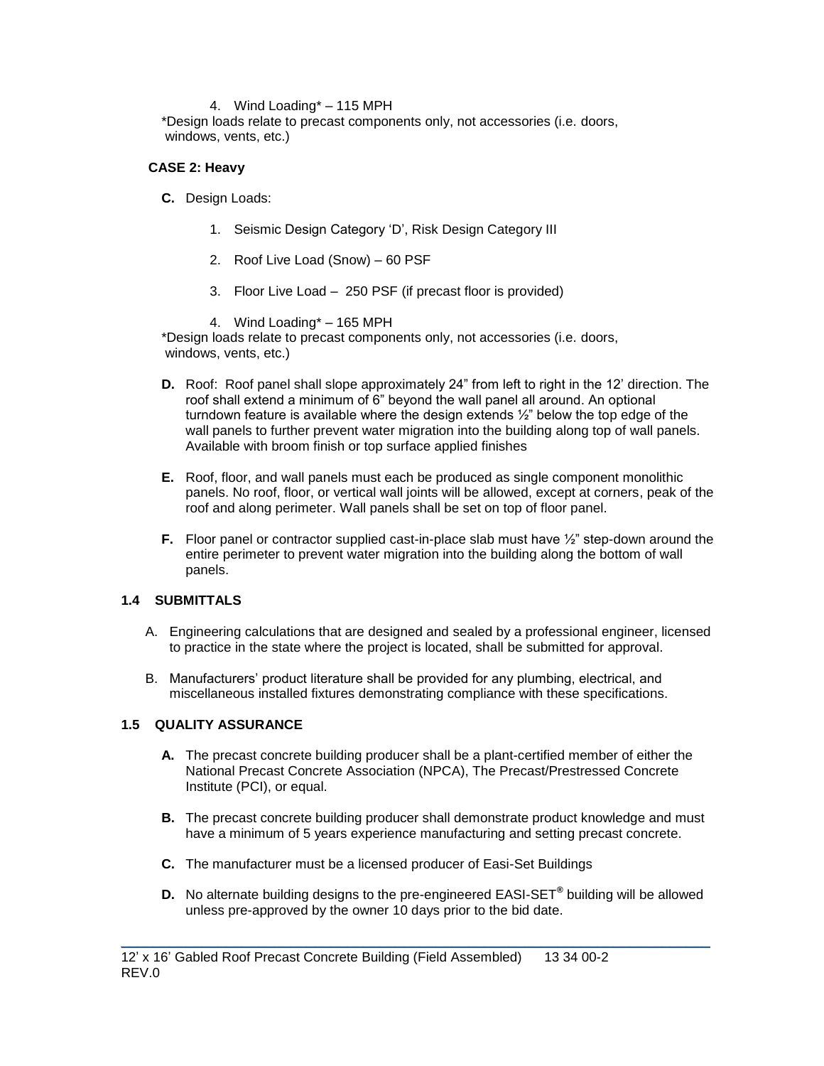4. Wind Loading* – 115 MPH

*Design loads relate to precast components only, not accessories (i.e. doors, windows, vents, etc.)

**CASE 2: Heavy**

**C.** Design Loads:

1. Seismic Design Category 'D', Risk Design Category III
2. Roof Live Load (Snow) – 60 PSF
3. Floor Live Load – 250 PSF (if precast floor is provided)
4. Wind Loading* – 165 MPH

*Design loads relate to precast components only, not accessories (i.e. doors, windows, vents, etc.)

**D.** Roof: Roof panel shall slope approximately 24" from left to right in the 12' direction. The roof shall extend a minimum of 6" beyond the wall panel all around. An optional turndown feature is available where the design extends ½" below the top edge of the wall panels to further prevent water migration into the building along top of wall panels. Available with broom finish or top surface applied finishes

**E.** Roof, floor, and wall panels must each be produced as single component monolithic panels. No roof, floor, or vertical wall joints will be allowed, except at corners, peak of the roof and along perimeter. Wall panels shall be set on top of floor panel.

**F.** Floor panel or contractor supplied cast-in-place slab must have ½" step-down around the entire perimeter to prevent water migration into the building along the bottom of wall panels.

## 1.4 SUBMITTALS

A. Engineering calculations that are designed and sealed by a professional engineer, licensed to practice in the state where the project is located, shall be submitted for approval.

B. Manufacturers' product literature shall be provided for any plumbing, electrical, and miscellaneous installed fixtures demonstrating compliance with these specifications.

## 1.5 QUALITY ASSURANCE

**A.** The precast concrete building producer shall be a plant-certified member of either the National Precast Concrete Association (NPCA), The Precast/Prestressed Concrete Institute (PCI), or equal.

**B.** The precast concrete building producer shall demonstrate product knowledge and must have a minimum of 5 years experience manufacturing and setting precast concrete.

**C.** The manufacturer must be a licensed producer of Easi-Set Buildings

**D.** No alternate building designs to the pre-engineered EASI-SET® building will be allowed unless pre-approved by the owner 10 days prior to the bid date.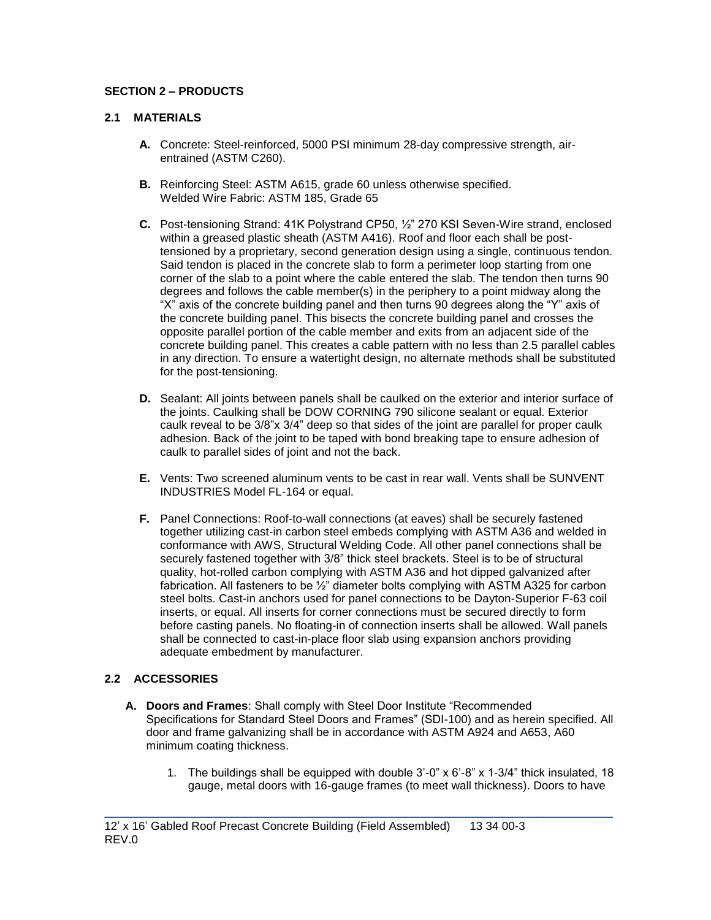## SECTION 2 – PRODUCTS

### 2.1 MATERIALS

**A.** Concrete: Steel-reinforced, 5000 PSI minimum 28-day compressive strength, air-entrained (ASTM C260).

**B.** Reinforcing Steel: ASTM A615, grade 60 unless otherwise specified.
Welded Wire Fabric: ASTM 185, Grade 65

**C.** Post-tensioning Strand: 41K Polystrand CP50, ½" 270 KSI Seven-Wire strand, enclosed within a greased plastic sheath (ASTM A416). Roof and floor each shall be post-tensioned by a proprietary, second generation design using a single, continuous tendon. Said tendon is placed in the concrete slab to form a perimeter loop starting from one corner of the slab to a point where the cable entered the slab. The tendon then turns 90 degrees and follows the cable member(s) in the periphery to a point midway along the "X" axis of the concrete building panel and then turns 90 degrees along the "Y" axis of the concrete building panel. This bisects the concrete building panel and crosses the opposite parallel portion of the cable member and exits from an adjacent side of the concrete building panel. This creates a cable pattern with no less than 2.5 parallel cables in any direction. To ensure a watertight design, no alternate methods shall be substituted for the post-tensioning.

**D.** Sealant: All joints between panels shall be caulked on the exterior and interior surface of the joints. Caulking shall be DOW CORNING 790 silicone sealant or equal. Exterior caulk reveal to be 3/8"x 3/4" deep so that sides of the joint are parallel for proper caulk adhesion. Back of the joint to be taped with bond breaking tape to ensure adhesion of caulk to parallel sides of joint and not the back.

**E.** Vents: Two screened aluminum vents to be cast in rear wall. Vents shall be SUNVENT INDUSTRIES Model FL-164 or equal.

**F.** Panel Connections: Roof-to-wall connections (at eaves) shall be securely fastened together utilizing cast-in carbon steel embeds complying with ASTM A36 and welded in conformance with AWS, Structural Welding Code. All other panel connections shall be securely fastened together with 3/8" thick steel brackets. Steel is to be of structural quality, hot-rolled carbon complying with ASTM A36 and hot dipped galvanized after fabrication. All fasteners to be ½" diameter bolts complying with ASTM A325 for carbon steel bolts. Cast-in anchors used for panel connections to be Dayton-Superior F-63 coil inserts, or equal. All inserts for corner connections must be secured directly to form before casting panels. No floating-in of connection inserts shall be allowed. Wall panels shall be connected to cast-in-place floor slab using expansion anchors providing adequate embedment by manufacturer.

### 2.2 ACCESSORIES

**A. Doors and Frames**: Shall comply with Steel Door Institute "Recommended Specifications for Standard Steel Doors and Frames" (SDI-100) and as herein specified. All door and frame galvanizing shall be in accordance with ASTM A924 and A653, A60 minimum coating thickness.

1. The buildings shall be equipped with double 3'-0" x 6'-8" x 1-3/4" thick insulated, 18 gauge, metal doors with 16-gauge frames (to meet wall thickness). Doors to have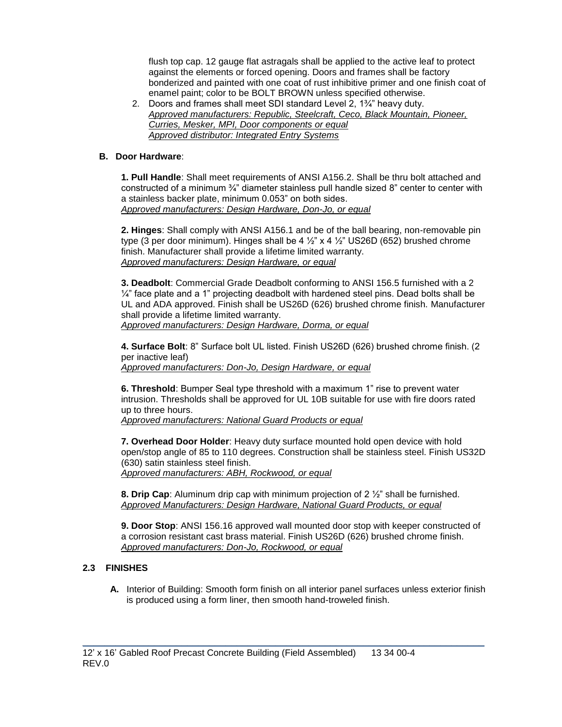flush top cap. 12 gauge flat astragals shall be applied to the active leaf to protect against the elements or forced opening. Doors and frames shall be factory bonderized and painted with one coat of rust inhibitive primer and one finish coat of enamel paint; color to be BOLT BROWN unless specified otherwise.

2. Doors and frames shall meet SDI standard Level 2, 1¾" heavy duty.
   *Approved manufacturers: Republic, Steelcraft, Ceco, Black Mountain, Pioneer, Curries, Mesker, MPI, Door components or equal*
   *Approved distributor: Integrated Entry Systems*

**B. Door Hardware**:

**1. Pull Handle**: Shall meet requirements of ANSI A156.2. Shall be thru bolt attached and constructed of a minimum ¾" diameter stainless pull handle sized 8" center to center with a stainless backer plate, minimum 0.053" on both sides.
*Approved manufacturers: Design Hardware, Don-Jo, or equal*

**2. Hinges**: Shall comply with ANSI A156.1 and be of the ball bearing, non-removable pin type (3 per door minimum). Hinges shall be 4 ½" x 4 ½" US26D (652) brushed chrome finish. Manufacturer shall provide a lifetime limited warranty.
*Approved manufacturers: Design Hardware, or equal*

**3. Deadbolt**: Commercial Grade Deadbolt conforming to ANSI 156.5 furnished with a 2 ¼" face plate and a 1" projecting deadbolt with hardened steel pins. Dead bolts shall be UL and ADA approved. Finish shall be US26D (626) brushed chrome finish. Manufacturer shall provide a lifetime limited warranty.
*Approved manufacturers: Design Hardware, Dorma, or equal*

**4. Surface Bolt**: 8" Surface bolt UL listed. Finish US26D (626) brushed chrome finish. (2 per inactive leaf)
*Approved manufacturers: Don-Jo, Design Hardware, or equal*

**6. Threshold**: Bumper Seal type threshold with a maximum 1" rise to prevent water intrusion. Thresholds shall be approved for UL 10B suitable for use with fire doors rated up to three hours.
*Approved manufacturers: National Guard Products or equal*

**7. Overhead Door Holder**: Heavy duty surface mounted hold open device with hold open/stop angle of 85 to 110 degrees. Construction shall be stainless steel. Finish US32D (630) satin stainless steel finish.
*Approved manufacturers: ABH, Rockwood, or equal*

**8. Drip Cap**: Aluminum drip cap with minimum projection of 2 ½" shall be furnished.
*Approved Manufacturers: Design Hardware, National Guard Products, or equal*

**9. Door Stop**: ANSI 156.16 approved wall mounted door stop with keeper constructed of a corrosion resistant cast brass material. Finish US26D (626) brushed chrome finish.
*Approved manufacturers: Don-Jo, Rockwood, or equal*

## 2.3 FINISHES

**A.** Interior of Building: Smooth form finish on all interior panel surfaces unless exterior finish is produced using a form liner, then smooth hand-troweled finish.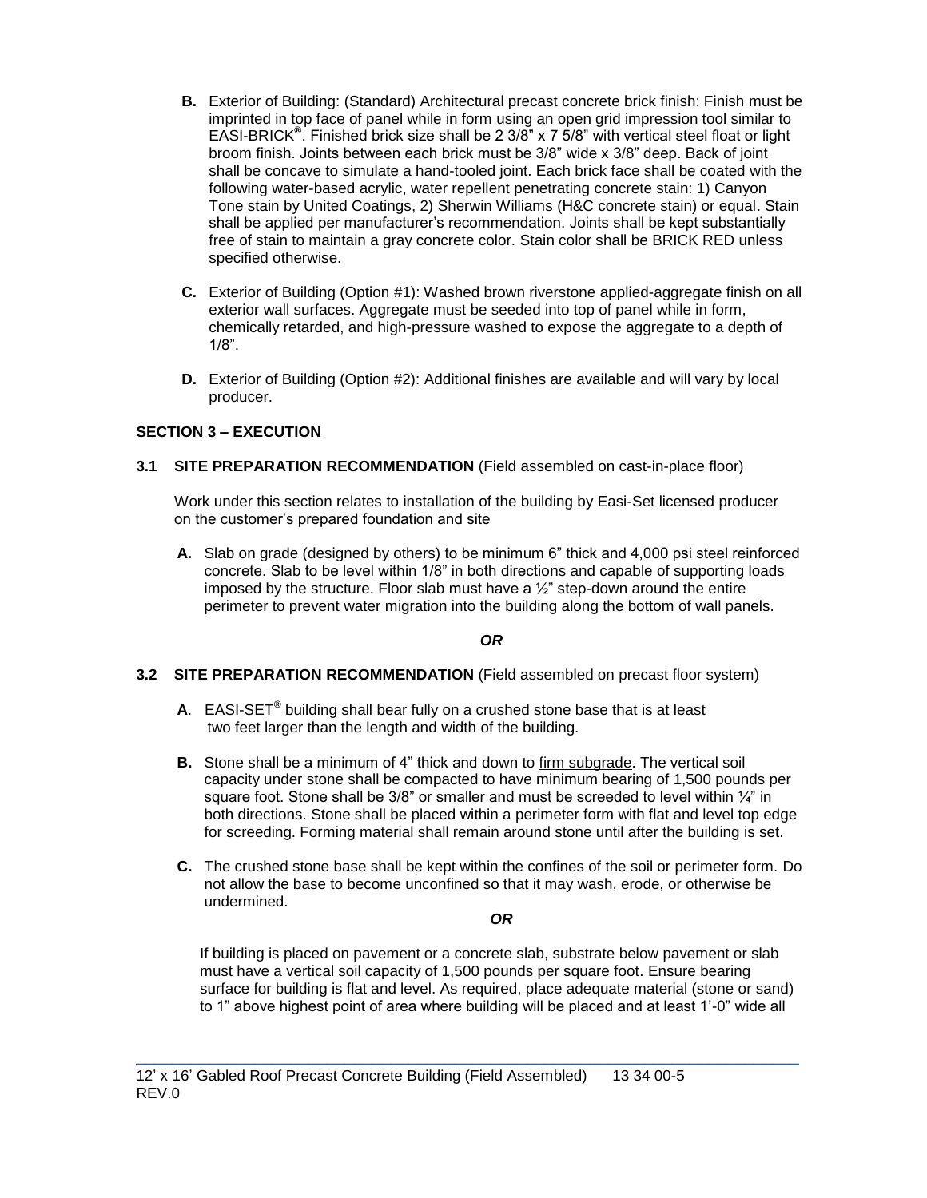**B.** Exterior of Building: (Standard) Architectural precast concrete brick finish: Finish must be imprinted in top face of panel while in form using an open grid impression tool similar to EASI-BRICK®. Finished brick size shall be 2 3/8" x 7 5/8" with vertical steel float or light broom finish. Joints between each brick must be 3/8" wide x 3/8" deep. Back of joint shall be concave to simulate a hand-tooled joint. Each brick face shall be coated with the following water-based acrylic, water repellent penetrating concrete stain: 1) Canyon Tone stain by United Coatings, 2) Sherwin Williams (H&C concrete stain) or equal. Stain shall be applied per manufacturer's recommendation. Joints shall be kept substantially free of stain to maintain a gray concrete color. Stain color shall be BRICK RED unless specified otherwise.

**C.** Exterior of Building (Option #1): Washed brown riverstone applied-aggregate finish on all exterior wall surfaces. Aggregate must be seeded into top of panel while in form, chemically retarded, and high-pressure washed to expose the aggregate to a depth of 1/8".

**D.** Exterior of Building (Option #2): Additional finishes are available and will vary by local producer.

## SECTION 3 – EXECUTION

### 3.1 SITE PREPARATION RECOMMENDATION (Field assembled on cast-in-place floor)

Work under this section relates to installation of the building by Easi-Set licensed producer on the customer's prepared foundation and site

**A.** Slab on grade (designed by others) to be minimum 6" thick and 4,000 psi steel reinforced concrete. Slab to be level within 1/8" in both directions and capable of supporting loads imposed by the structure. Floor slab must have a ½" step-down around the entire perimeter to prevent water migration into the building along the bottom of wall panels.

***OR***

### 3.2 SITE PREPARATION RECOMMENDATION (Field assembled on precast floor system)

**A**. EASI-SET® building shall bear fully on a crushed stone base that is at least two feet larger than the length and width of the building.

**B.** Stone shall be a minimum of 4" thick and down to firm subgrade. The vertical soil capacity under stone shall be compacted to have minimum bearing of 1,500 pounds per square foot. Stone shall be 3/8" or smaller and must be screeded to level within ¼" in both directions. Stone shall be placed within a perimeter form with flat and level top edge for screeding. Forming material shall remain around stone until after the building is set.

**C.** The crushed stone base shall be kept within the confines of the soil or perimeter form. Do not allow the base to become unconfined so that it may wash, erode, or otherwise be undermined.

***OR***

If building is placed on pavement or a concrete slab, substrate below pavement or slab must have a vertical soil capacity of 1,500 pounds per square foot. Ensure bearing surface for building is flat and level. As required, place adequate material (stone or sand) to 1" above highest point of area where building will be placed and at least 1'-0" wide all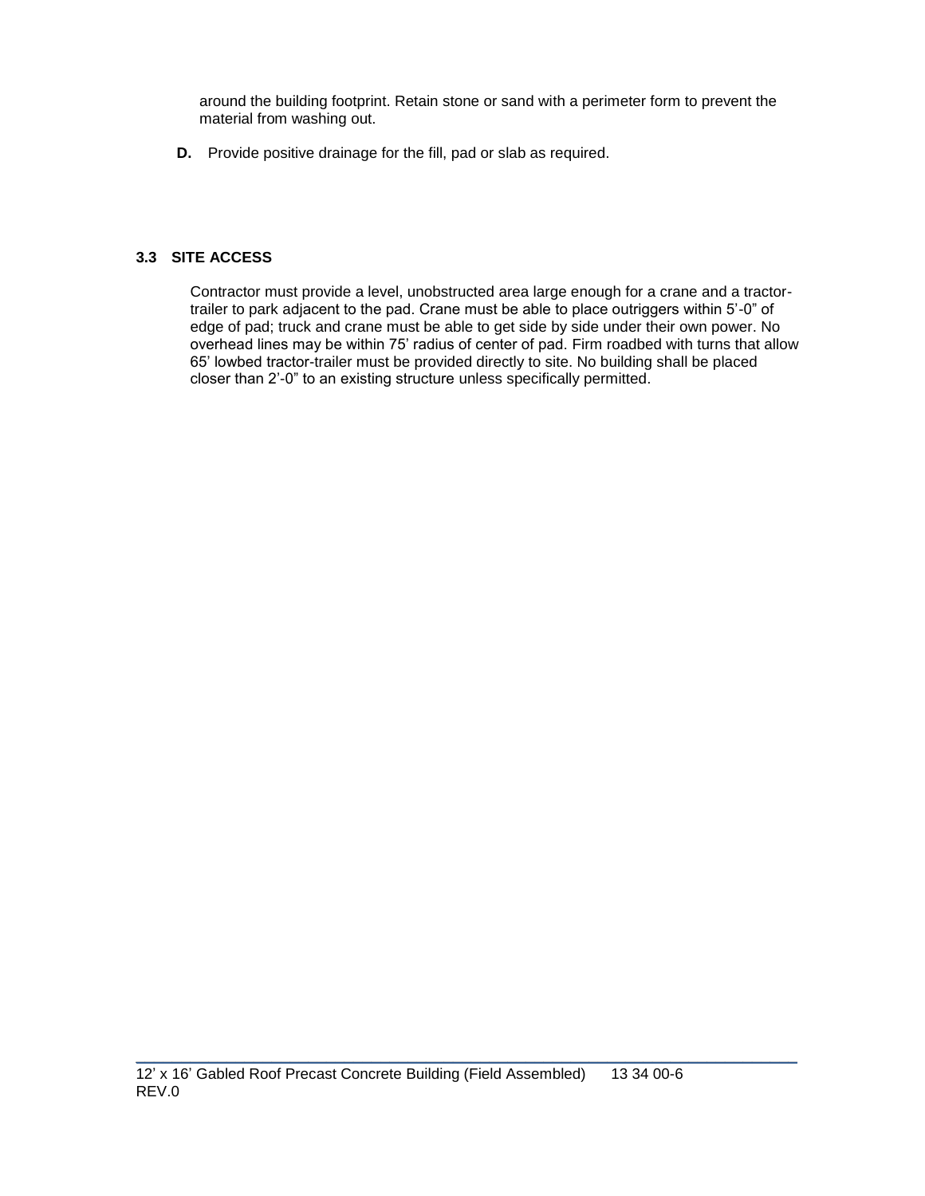around the building footprint. Retain stone or sand with a perimeter form to prevent the material from washing out.

**D.** Provide positive drainage for the fill, pad or slab as required.

### 3.3 SITE ACCESS

Contractor must provide a level, unobstructed area large enough for a crane and a tractor-trailer to park adjacent to the pad. Crane must be able to place outriggers within 5'-0" of edge of pad; truck and crane must be able to get side by side under their own power. No overhead lines may be within 75' radius of center of pad. Firm roadbed with turns that allow 65' lowbed tractor-trailer must be provided directly to site. No building shall be placed closer than 2'-0" to an existing structure unless specifically permitted.